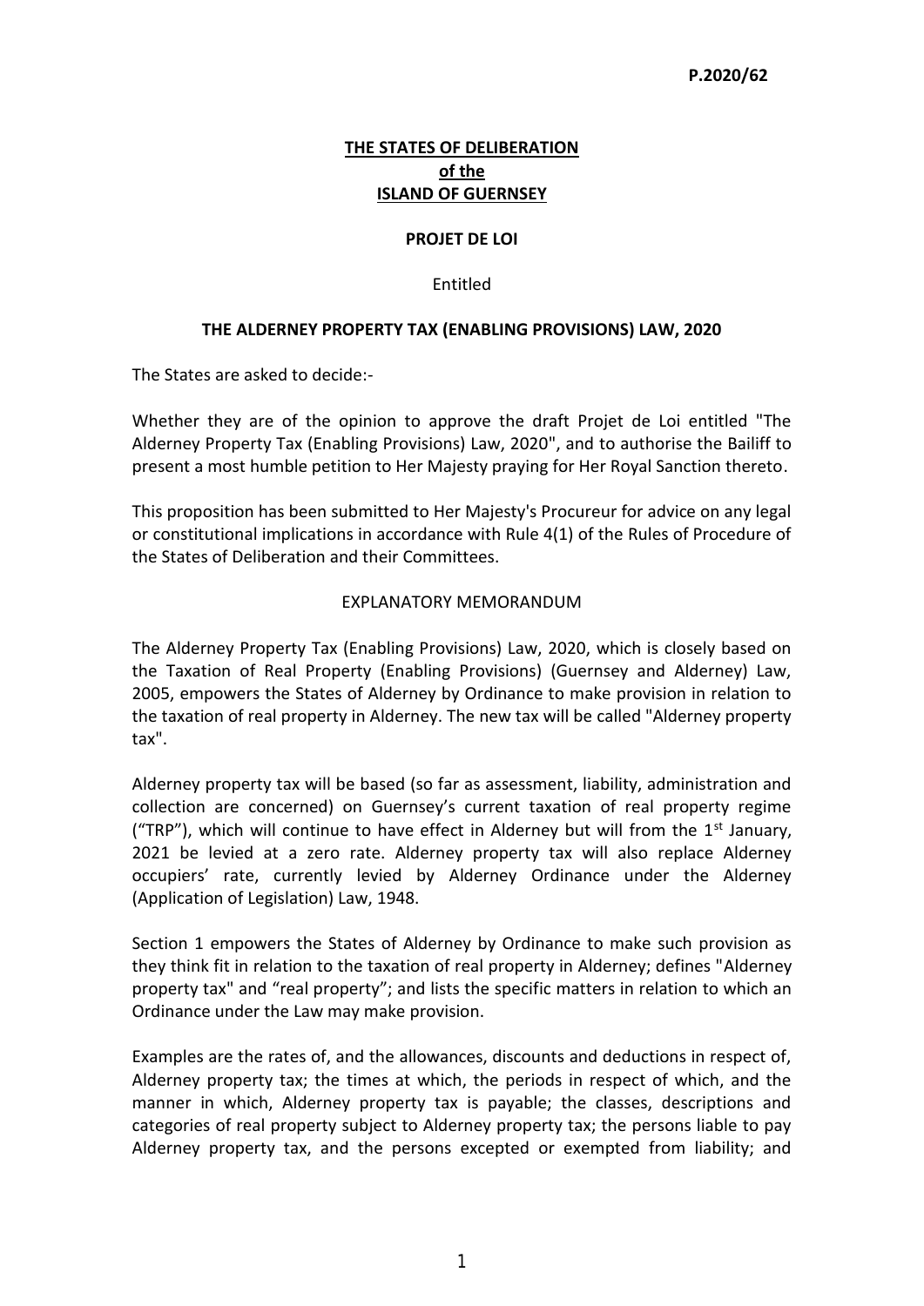**P.2020/62**

**THE STATES OF DELIBERATION**
**of the**
**ISLAND OF GUERNSEY**

**PROJET DE LOI**

Entitled

**THE ALDERNEY PROPERTY TAX (ENABLING PROVISIONS) LAW, 2020**

The States are asked to decide:-

Whether they are of the opinion to approve the draft Projet de Loi entitled "The Alderney Property Tax (Enabling Provisions) Law, 2020", and to authorise the Bailiff to present a most humble petition to Her Majesty praying for Her Royal Sanction thereto.

This proposition has been submitted to Her Majesty's Procureur for advice on any legal or constitutional implications in accordance with Rule 4(1) of the Rules of Procedure of the States of Deliberation and their Committees.

EXPLANATORY MEMORANDUM

The Alderney Property Tax (Enabling Provisions) Law, 2020, which is closely based on the Taxation of Real Property (Enabling Provisions) (Guernsey and Alderney) Law, 2005, empowers the States of Alderney by Ordinance to make provision in relation to the taxation of real property in Alderney. The new tax will be called "Alderney property tax".

Alderney property tax will be based (so far as assessment, liability, administration and collection are concerned) on Guernsey's current taxation of real property regime ("TRP"), which will continue to have effect in Alderney but will from the 1st January, 2021 be levied at a zero rate. Alderney property tax will also replace Alderney occupiers' rate, currently levied by Alderney Ordinance under the Alderney (Application of Legislation) Law, 1948.

Section 1 empowers the States of Alderney by Ordinance to make such provision as they think fit in relation to the taxation of real property in Alderney; defines "Alderney property tax" and "real property"; and lists the specific matters in relation to which an Ordinance under the Law may make provision.

Examples are the rates of, and the allowances, discounts and deductions in respect of, Alderney property tax; the times at which, the periods in respect of which, and the manner in which, Alderney property tax is payable; the classes, descriptions and categories of real property subject to Alderney property tax; the persons liable to pay Alderney property tax, and the persons excepted or exempted from liability; and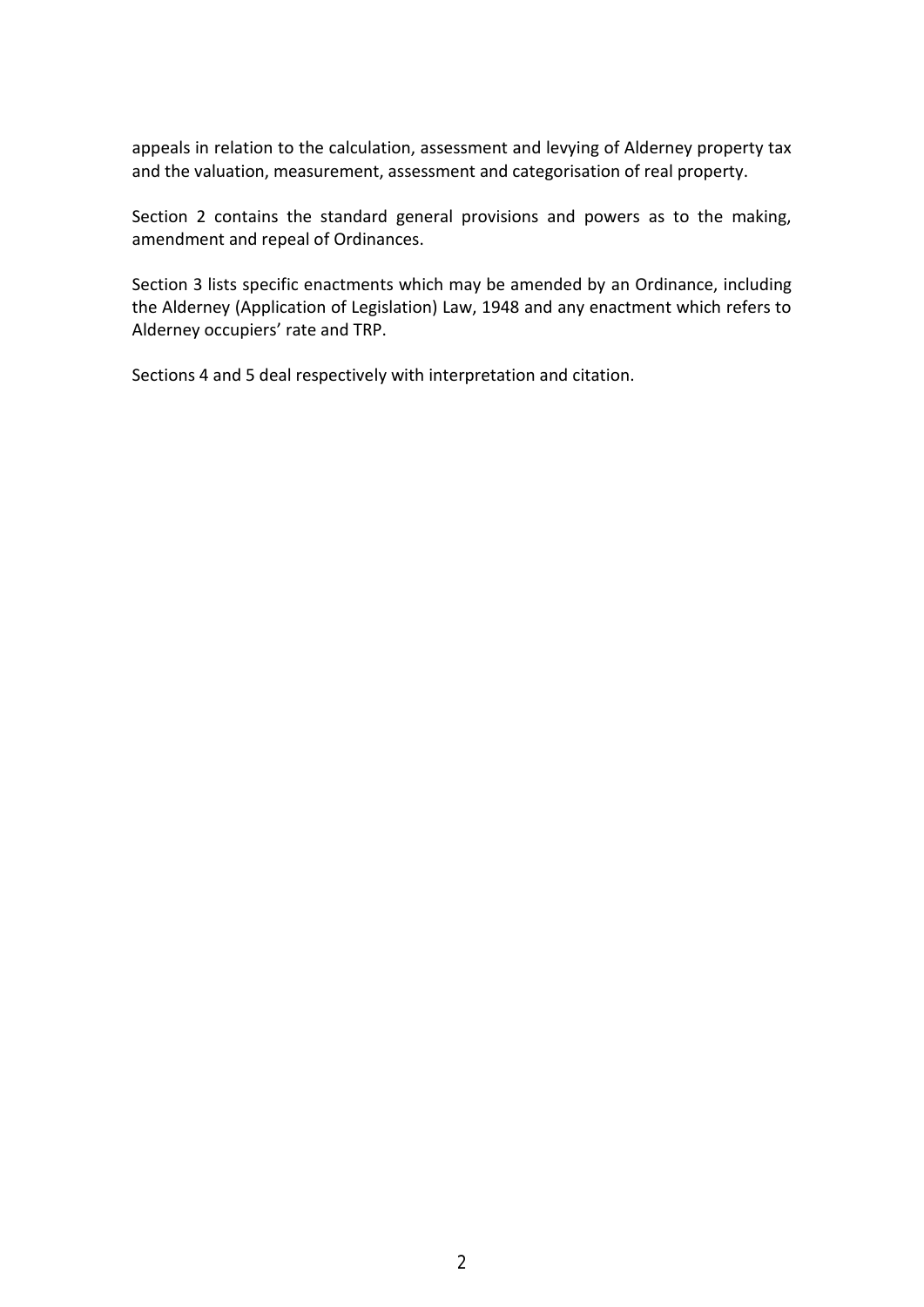appeals in relation to the calculation, assessment and levying of Alderney property tax and the valuation, measurement, assessment and categorisation of real property.

Section 2 contains the standard general provisions and powers as to the making, amendment and repeal of Ordinances.

Section 3 lists specific enactments which may be amended by an Ordinance, including the Alderney (Application of Legislation) Law, 1948 and any enactment which refers to Alderney occupiers' rate and TRP.

Sections 4 and 5 deal respectively with interpretation and citation.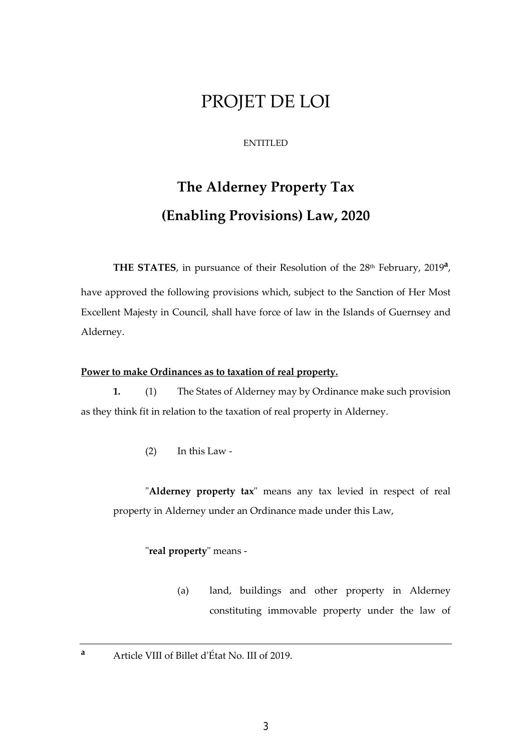# PROJET DE LOI

ENTITLED

## The Alderney Property Tax (Enabling Provisions) Law, 2020

**THE STATES**, in pursuance of their Resolution of the 28th February, 2019[a], have approved the following provisions which, subject to the Sanction of Her Most Excellent Majesty in Council, shall have force of law in the Islands of Guernsey and Alderney.

**Power to make Ordinances as to taxation of real property.**

**1.** (1) The States of Alderney may by Ordinance make such provision as they think fit in relation to the taxation of real property in Alderney.

(2) In this Law -

"**Alderney property tax**" means any tax levied in respect of real property in Alderney under an Ordinance made under this Law,

"**real property**" means -

(a) land, buildings and other property in Alderney constituting immovable property under the law of

---

[a] Article VIII of Billet d'État No. III of 2019.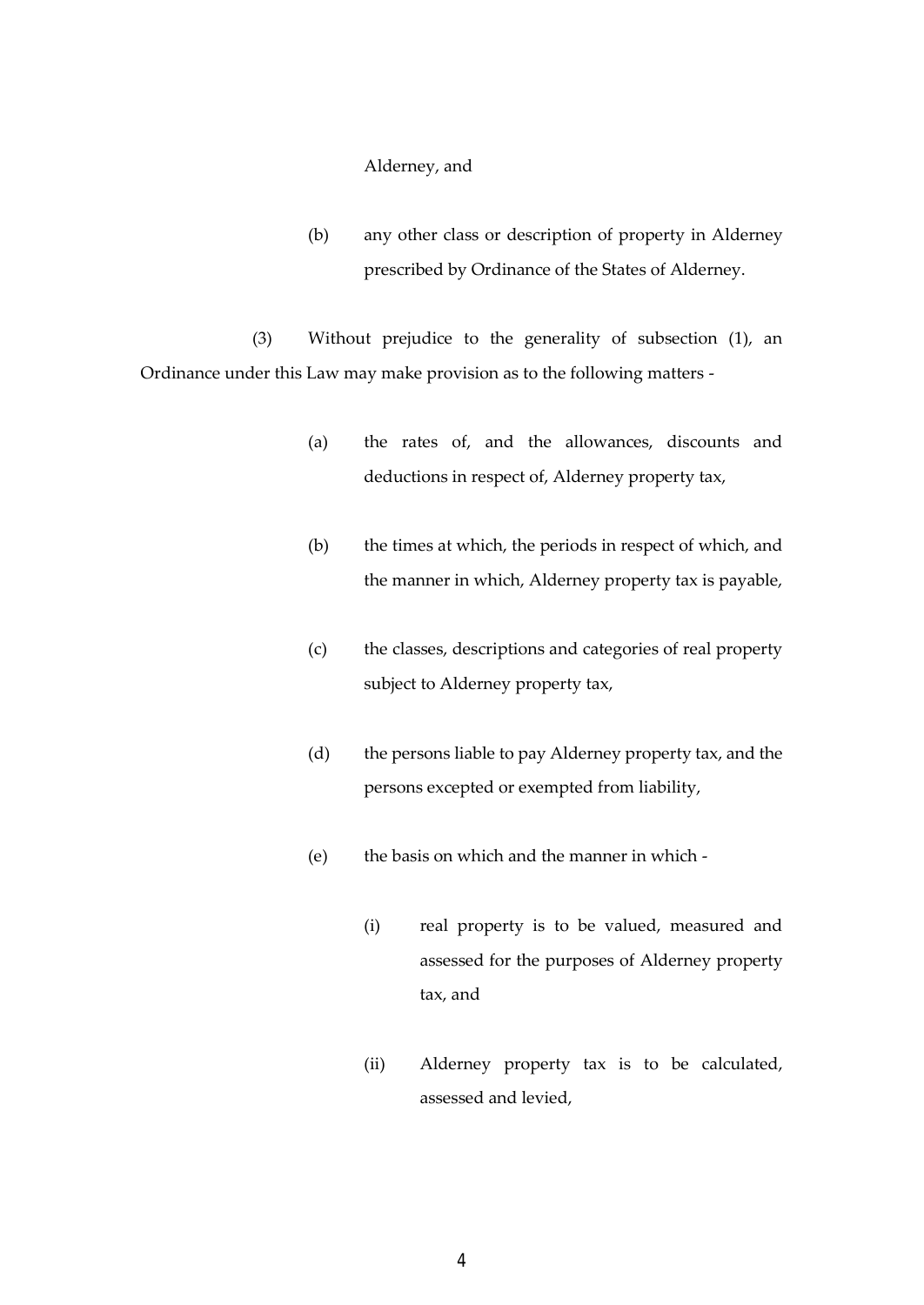Alderney, and

(b) any other class or description of property in Alderney prescribed by Ordinance of the States of Alderney.

(3) Without prejudice to the generality of subsection (1), an Ordinance under this Law may make provision as to the following matters -

(a) the rates of, and the allowances, discounts and deductions in respect of, Alderney property tax,

(b) the times at which, the periods in respect of which, and the manner in which, Alderney property tax is payable,

(c) the classes, descriptions and categories of real property subject to Alderney property tax,

(d) the persons liable to pay Alderney property tax, and the persons excepted or exempted from liability,

(e) the basis on which and the manner in which -

(i) real property is to be valued, measured and assessed for the purposes of Alderney property tax, and

(ii) Alderney property tax is to be calculated, assessed and levied,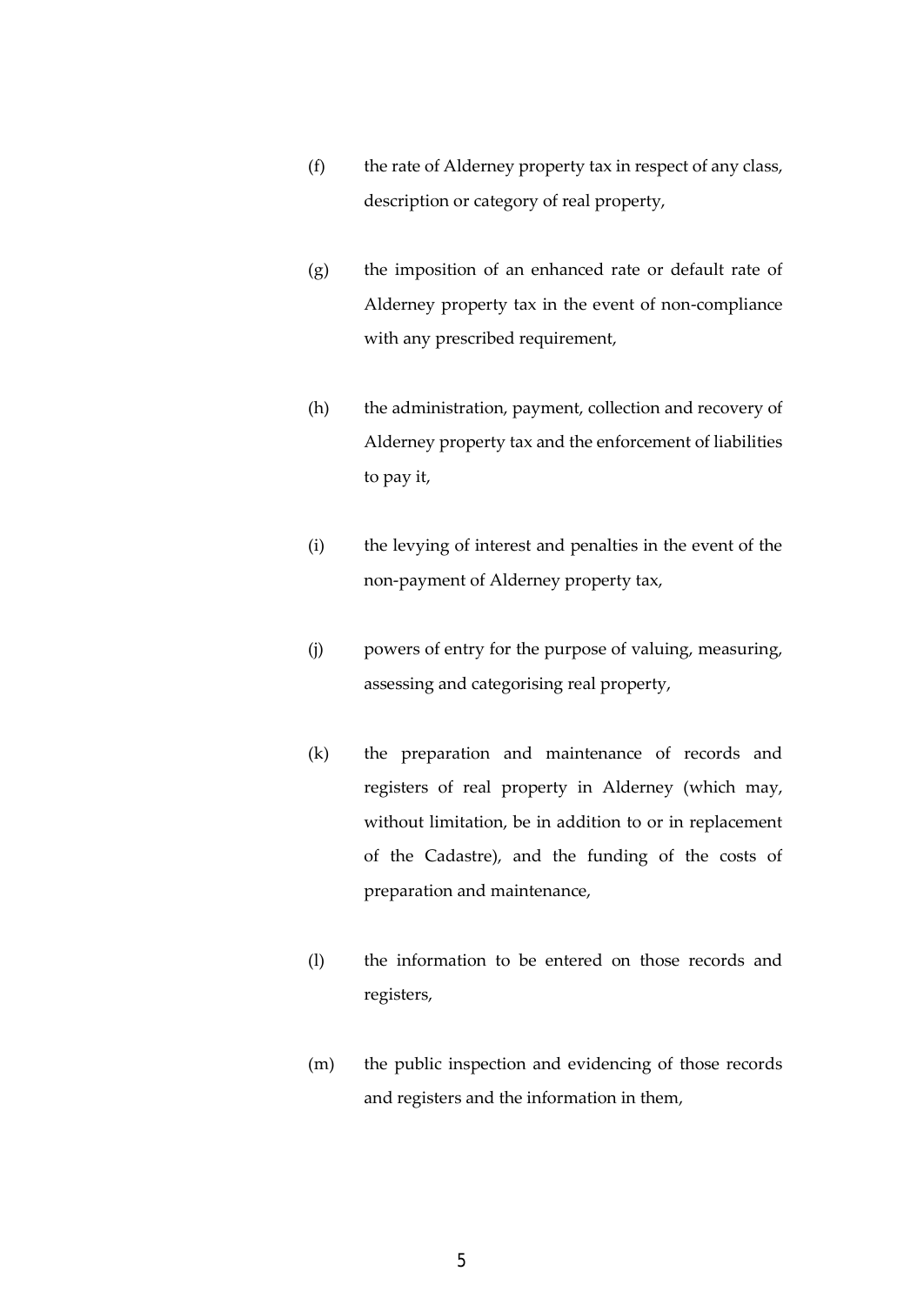(f) the rate of Alderney property tax in respect of any class, description or category of real property,

(g) the imposition of an enhanced rate or default rate of Alderney property tax in the event of non-compliance with any prescribed requirement,

(h) the administration, payment, collection and recovery of Alderney property tax and the enforcement of liabilities to pay it,

(i) the levying of interest and penalties in the event of the non-payment of Alderney property tax,

(j) powers of entry for the purpose of valuing, measuring, assessing and categorising real property,

(k) the preparation and maintenance of records and registers of real property in Alderney (which may, without limitation, be in addition to or in replacement of the Cadastre), and the funding of the costs of preparation and maintenance,

(l) the information to be entered on those records and registers,

(m) the public inspection and evidencing of those records and registers and the information in them,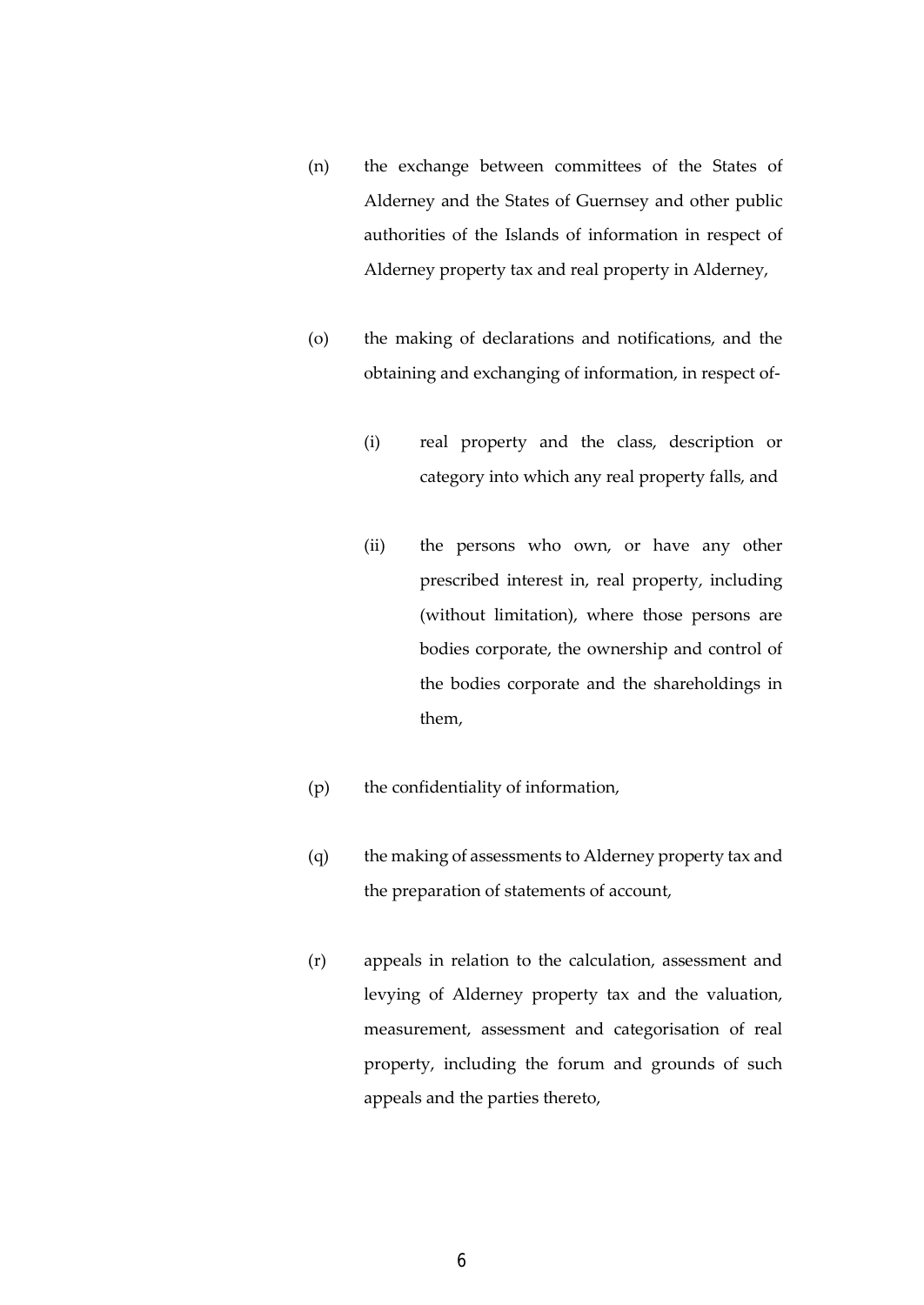(n) the exchange between committees of the States of Alderney and the States of Guernsey and other public authorities of the Islands of information in respect of Alderney property tax and real property in Alderney,

(o) the making of declarations and notifications, and the obtaining and exchanging of information, in respect of-

  (i) real property and the class, description or category into which any real property falls, and

  (ii) the persons who own, or have any other prescribed interest in, real property, including (without limitation), where those persons are bodies corporate, the ownership and control of the bodies corporate and the shareholdings in them,

(p) the confidentiality of information,

(q) the making of assessments to Alderney property tax and the preparation of statements of account,

(r) appeals in relation to the calculation, assessment and levying of Alderney property tax and the valuation, measurement, assessment and categorisation of real property, including the forum and grounds of such appeals and the parties thereto,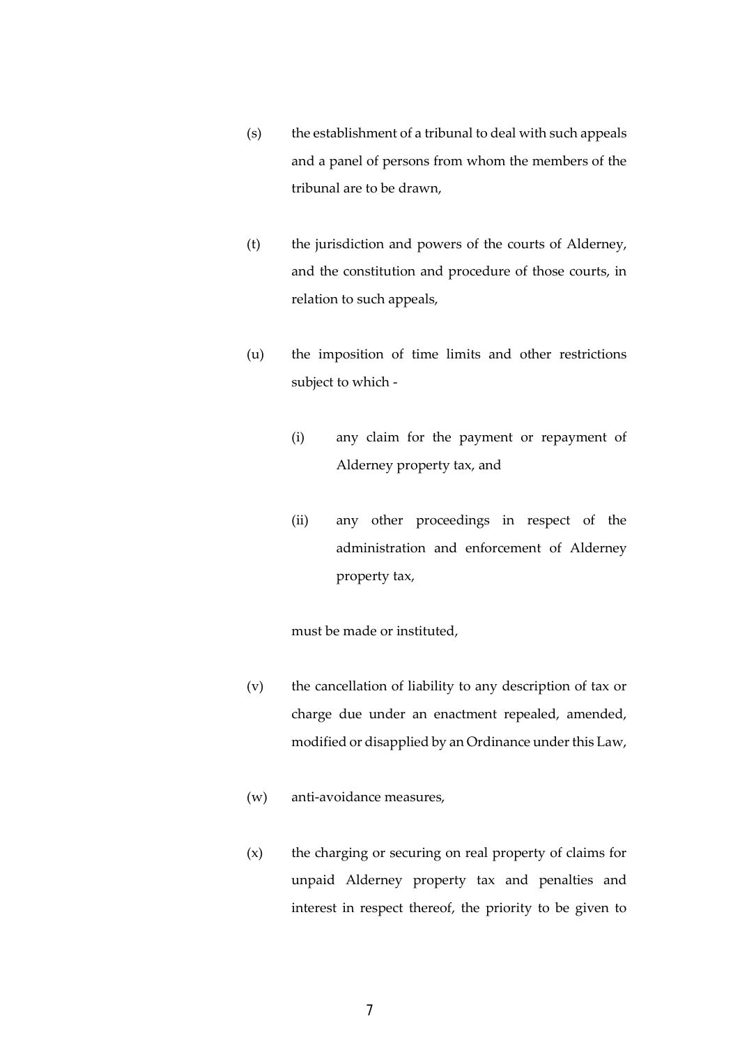(s) the establishment of a tribunal to deal with such appeals and a panel of persons from whom the members of the tribunal are to be drawn,

(t) the jurisdiction and powers of the courts of Alderney, and the constitution and procedure of those courts, in relation to such appeals,

(u) the imposition of time limits and other restrictions subject to which -

    (i) any claim for the payment or repayment of Alderney property tax, and

    (ii) any other proceedings in respect of the administration and enforcement of Alderney property tax,

    must be made or instituted,

(v) the cancellation of liability to any description of tax or charge due under an enactment repealed, amended, modified or disapplied by an Ordinance under this Law,

(w) anti-avoidance measures,

(x) the charging or securing on real property of claims for unpaid Alderney property tax and penalties and interest in respect thereof, the priority to be given to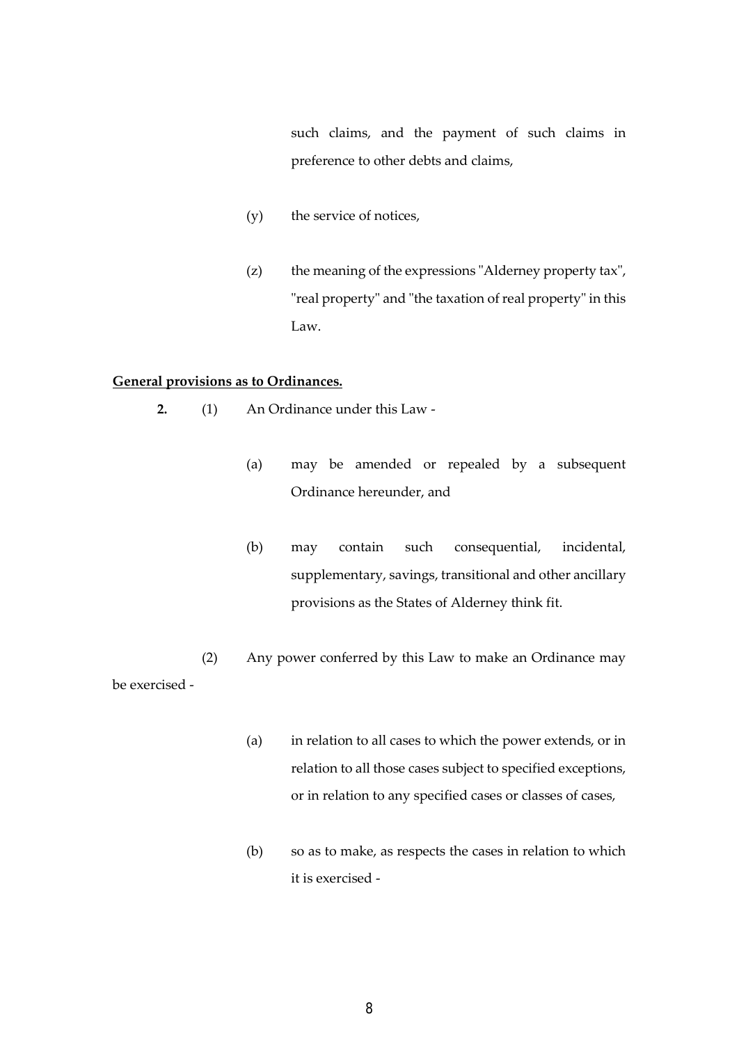such claims, and the payment of such claims in preference to other debts and claims,

(y) the service of notices,

(z) the meaning of the expressions "Alderney property tax", "real property" and "the taxation of real property" in this Law.

**General provisions as to Ordinances.**

**2.** (1) An Ordinance under this Law -

(a) may be amended or repealed by a subsequent Ordinance hereunder, and

(b) may contain such consequential, incidental, supplementary, savings, transitional and other ancillary provisions as the States of Alderney think fit.

(2) Any power conferred by this Law to make an Ordinance may be exercised -

(a) in relation to all cases to which the power extends, or in relation to all those cases subject to specified exceptions, or in relation to any specified cases or classes of cases,

(b) so as to make, as respects the cases in relation to which it is exercised -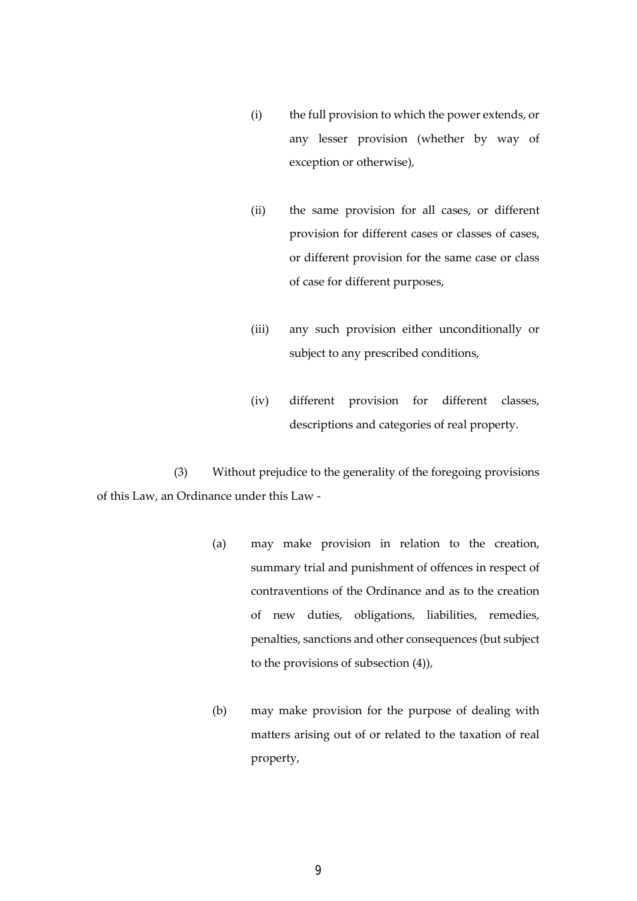(i) the full provision to which the power extends, or any lesser provision (whether by way of exception or otherwise),

(ii) the same provision for all cases, or different provision for different cases or classes of cases, or different provision for the same case or class of case for different purposes,

(iii) any such provision either unconditionally or subject to any prescribed conditions,

(iv) different provision for different classes, descriptions and categories of real property.

(3) Without prejudice to the generality of the foregoing provisions of this Law, an Ordinance under this Law -

(a) may make provision in relation to the creation, summary trial and punishment of offences in respect of contraventions of the Ordinance and as to the creation of new duties, obligations, liabilities, remedies, penalties, sanctions and other consequences (but subject to the provisions of subsection (4)),

(b) may make provision for the purpose of dealing with matters arising out of or related to the taxation of real property,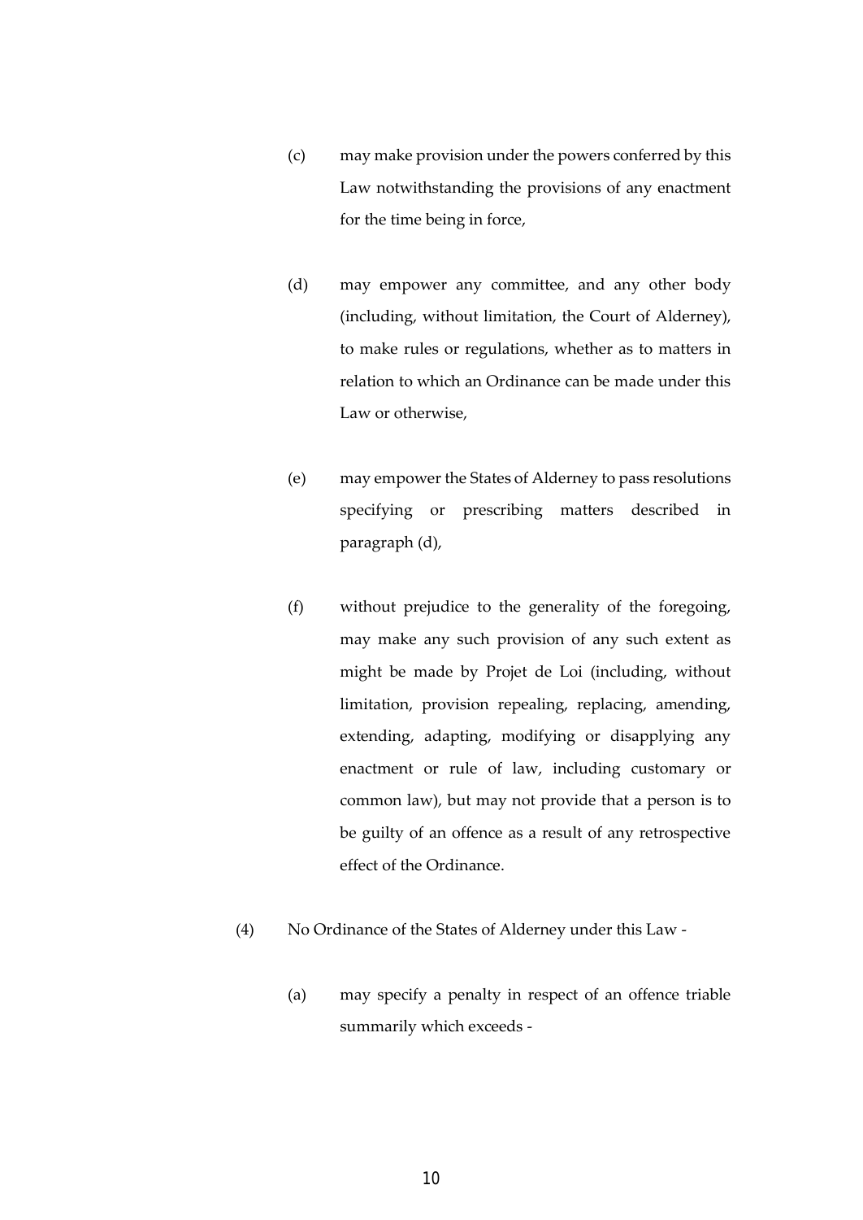(c) may make provision under the powers conferred by this Law notwithstanding the provisions of any enactment for the time being in force,

(d) may empower any committee, and any other body (including, without limitation, the Court of Alderney), to make rules or regulations, whether as to matters in relation to which an Ordinance can be made under this Law or otherwise,

(e) may empower the States of Alderney to pass resolutions specifying or prescribing matters described in paragraph (d),

(f) without prejudice to the generality of the foregoing, may make any such provision of any such extent as might be made by Projet de Loi (including, without limitation, provision repealing, replacing, amending, extending, adapting, modifying or disapplying any enactment or rule of law, including customary or common law), but may not provide that a person is to be guilty of an offence as a result of any retrospective effect of the Ordinance.

(4) No Ordinance of the States of Alderney under this Law -

(a) may specify a penalty in respect of an offence triable summarily which exceeds -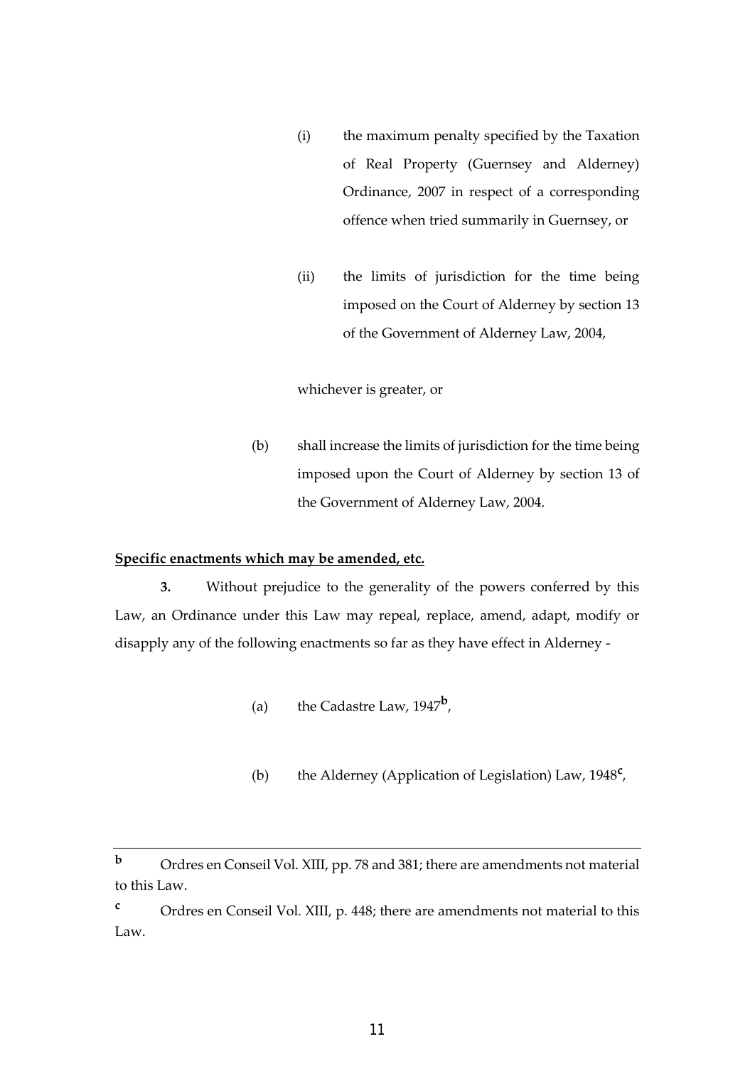(i) the maximum penalty specified by the Taxation of Real Property (Guernsey and Alderney) Ordinance, 2007 in respect of a corresponding offence when tried summarily in Guernsey, or

(ii) the limits of jurisdiction for the time being imposed on the Court of Alderney by section 13 of the Government of Alderney Law, 2004,

whichever is greater, or

(b) shall increase the limits of jurisdiction for the time being imposed upon the Court of Alderney by section 13 of the Government of Alderney Law, 2004.

**Specific enactments which may be amended, etc.**

**3.** Without prejudice to the generality of the powers conferred by this Law, an Ordinance under this Law may repeal, replace, amend, adapt, modify or disapply any of the following enactments so far as they have effect in Alderney -

(a) the Cadastre Law, 1947[b],

(b) the Alderney (Application of Legislation) Law, 1948[c],

---

[b] Ordres en Conseil Vol. XIII, pp. 78 and 381; there are amendments not material to this Law.

[c] Ordres en Conseil Vol. XIII, p. 448; there are amendments not material to this Law.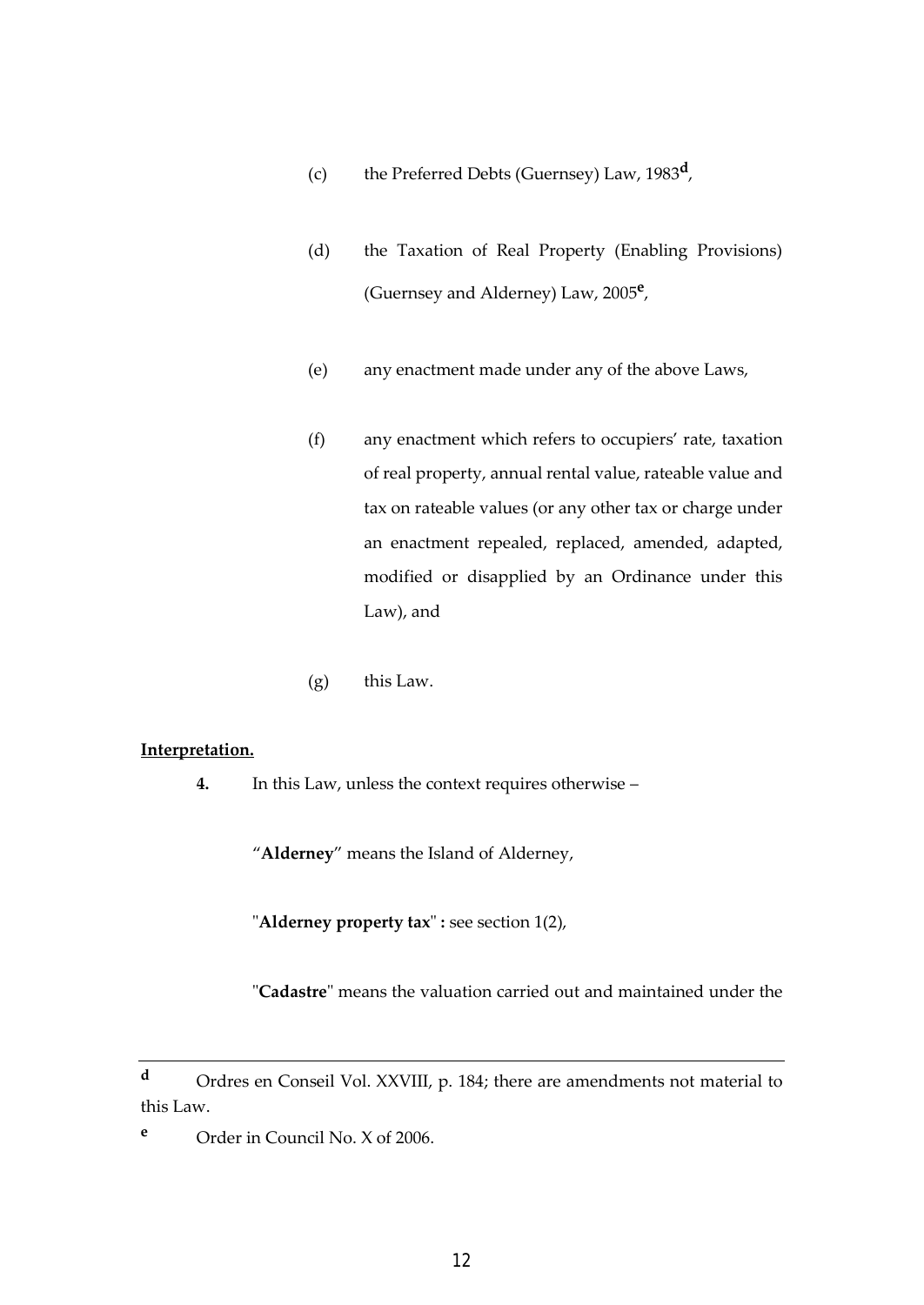(c) the Preferred Debts (Guernsey) Law, 1983[d],

(d) the Taxation of Real Property (Enabling Provisions) (Guernsey and Alderney) Law, 2005[e],

(e) any enactment made under any of the above Laws,

(f) any enactment which refers to occupiers' rate, taxation of real property, annual rental value, rateable value and tax on rateable values (or any other tax or charge under an enactment repealed, replaced, amended, adapted, modified or disapplied by an Ordinance under this Law), and

(g) this Law.

**Interpretation.**

**4.** In this Law, unless the context requires otherwise –

"**Alderney**" means the Island of Alderney,

"**Alderney property tax**" **:** see section 1(2),

"**Cadastre**" means the valuation carried out and maintained under the

---

[d] Ordres en Conseil Vol. XXVIII, p. 184; there are amendments not material to this Law.

[e] Order in Council No. X of 2006.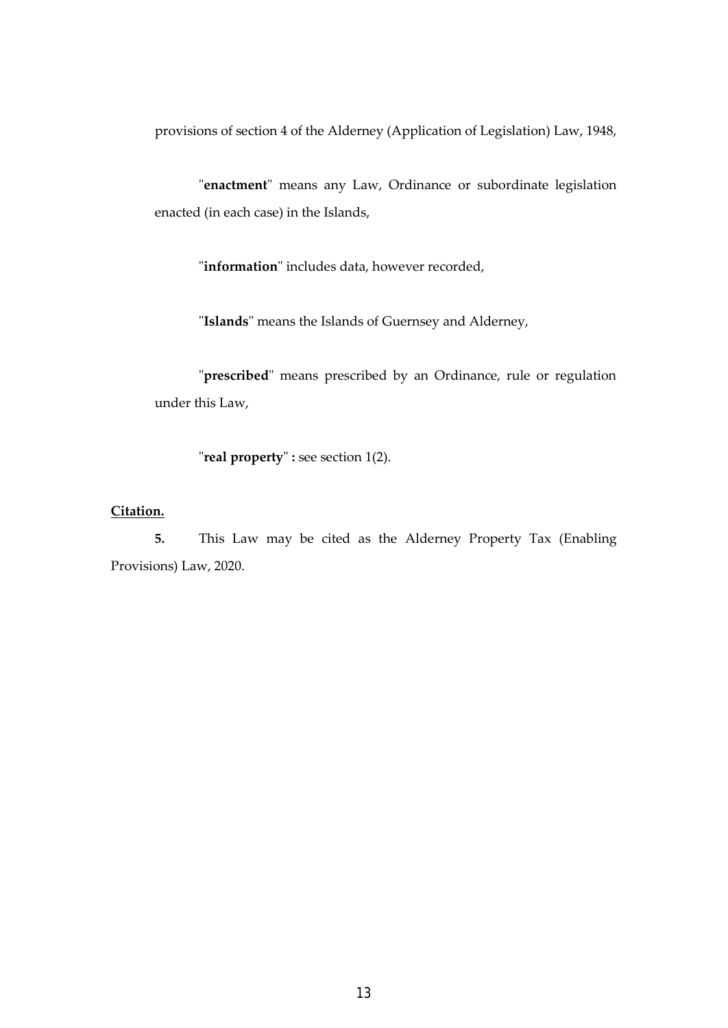provisions of section 4 of the Alderney (Application of Legislation) Law, 1948,

"**enactment**" means any Law, Ordinance or subordinate legislation enacted (in each case) in the Islands,

"**information**" includes data, however recorded,

"**Islands**" means the Islands of Guernsey and Alderney,

"**prescribed**" means prescribed by an Ordinance, rule or regulation under this Law,

"**real property**" **:** see section 1(2).

**Citation.**

**5.** This Law may be cited as the Alderney Property Tax (Enabling Provisions) Law, 2020.